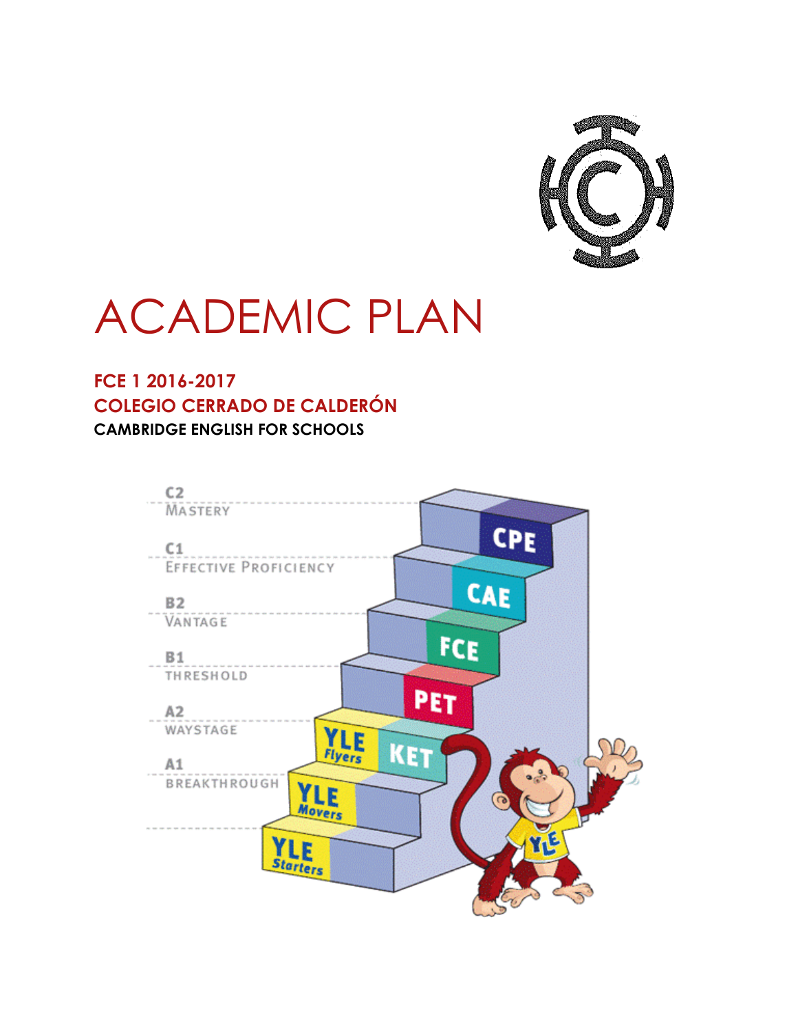# ACADEMIC PLAN

## FCE 1 2016-2017
## COLEGIO CERRADO DE CALDERÓN
**CAMBRIDGE ENGLISH FOR SCHOOLS**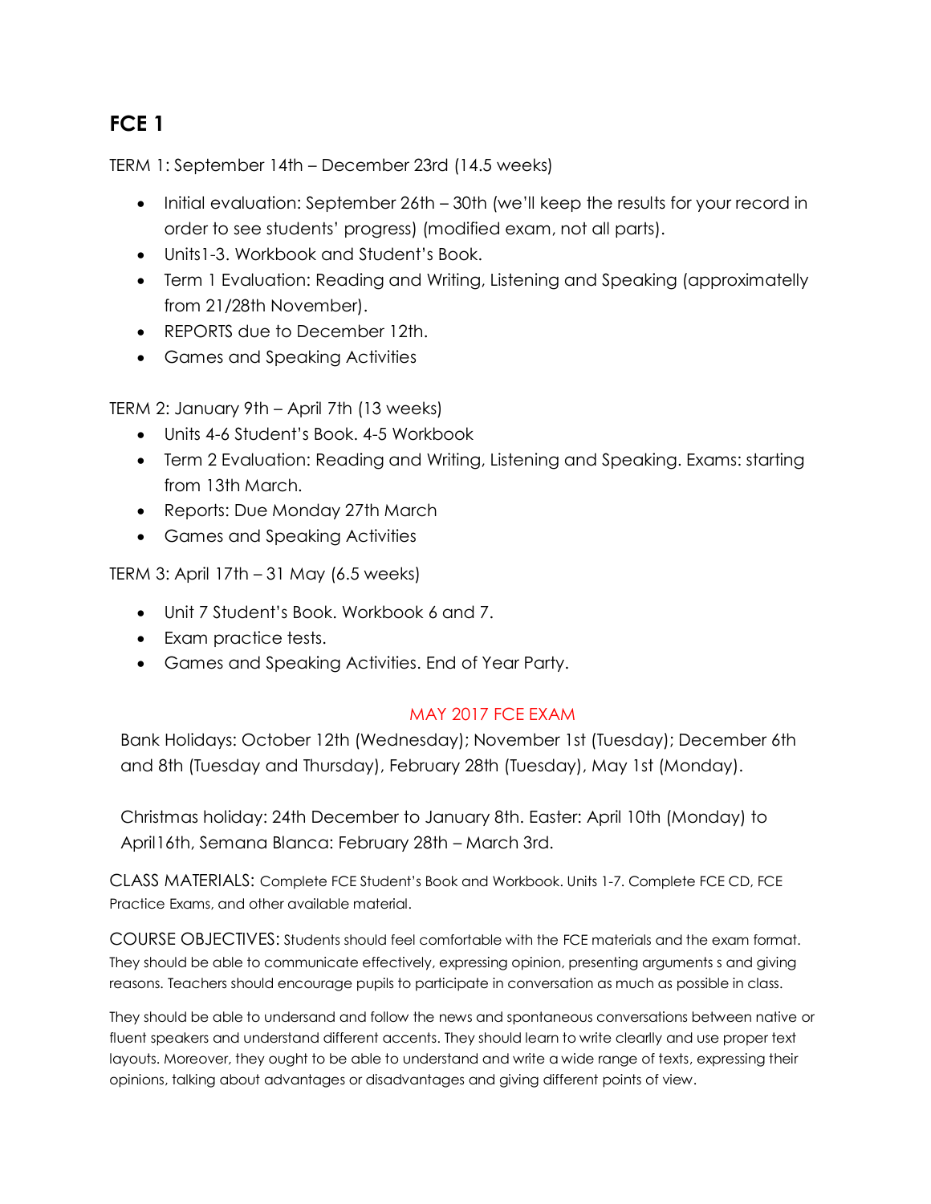# FCE 1

TERM 1: September 14th – December 23rd (14.5 weeks)

- Initial evaluation: September 26th – 30th (we'll keep the results for your record in order to see students' progress) (modified exam, not all parts).
- Units1-3. Workbook and Student's Book.
- Term 1 Evaluation: Reading and Writing, Listening and Speaking (approximatelly from 21/28th November).
- REPORTS due to December 12th.
- Games and Speaking Activities

TERM 2: January 9th – April 7th (13 weeks)

- Units 4-6 Student's Book. 4-5 Workbook
- Term 2 Evaluation: Reading and Writing, Listening and Speaking. Exams: starting from 13th March.
- Reports: Due Monday 27th March
- Games and Speaking Activities

TERM 3: April 17th – 31 May (6.5 weeks)

- Unit 7 Student's Book. Workbook 6 and 7.
- Exam practice tests.
- Games and Speaking Activities. End of Year Party.

MAY 2017 FCE EXAM

Bank Holidays: October 12th (Wednesday); November 1st (Tuesday); December 6th and 8th (Tuesday and Thursday), February 28th (Tuesday), May 1st (Monday).

Christmas holiday: 24th December to January 8th. Easter: April 10th (Monday) to April16th, Semana Blanca: February 28th – March 3rd.

CLASS MATERIALS: Complete FCE Student's Book and Workbook. Units 1-7. Complete FCE CD, FCE Practice Exams, and other available material.

COURSE OBJECTIVES: Students should feel comfortable with the FCE materials and the exam format. They should be able to communicate effectively, expressing opinion, presenting arguments s and giving reasons. Teachers should encourage pupils to participate in conversation as much as possible in class.

They should be able to undersand and follow the news and spontaneous conversations between native or fluent speakers and understand different accents. They should learn to write clearly and use proper text layouts. Moreover, they ought to be able to understand and write a wide range of texts, expressing their opinions, talking about advantages or disadvantages and giving different points of view.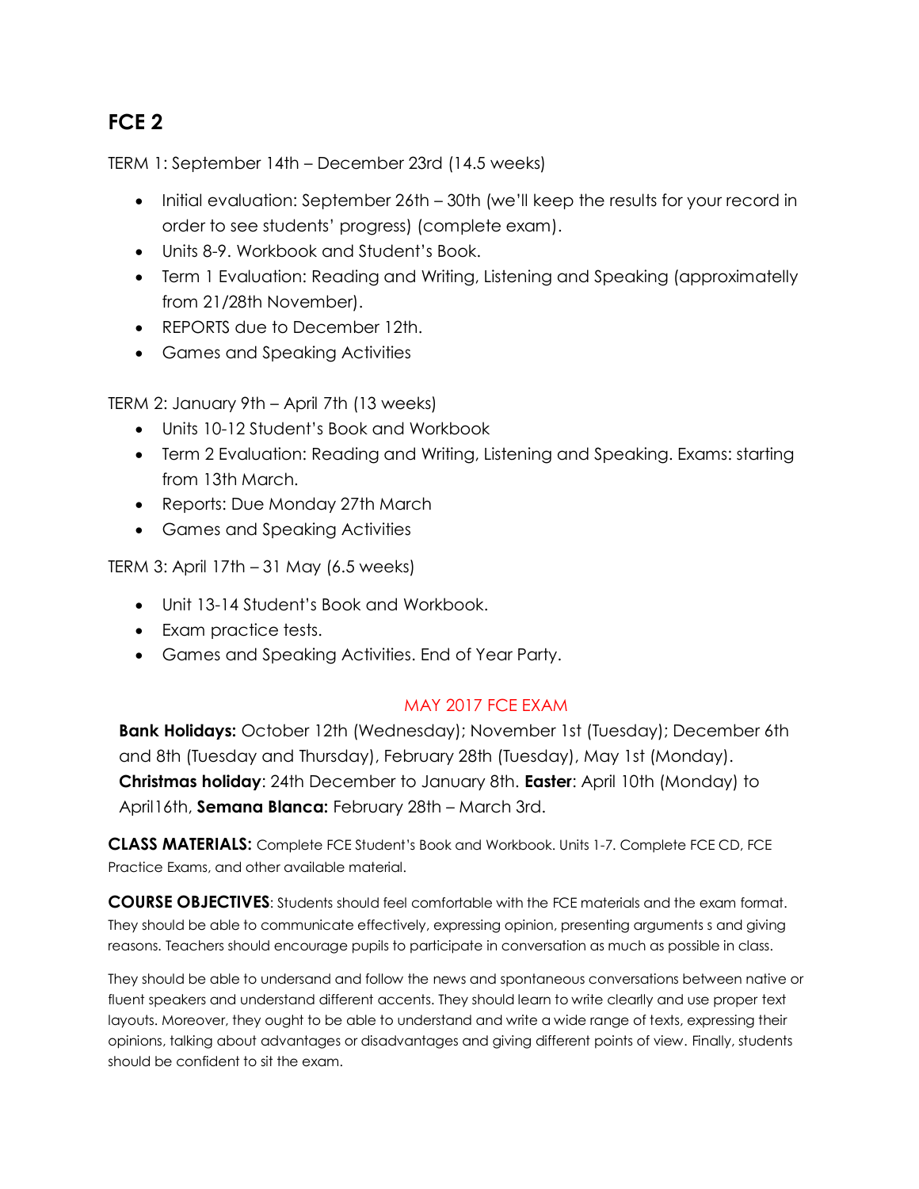## FCE 2

TERM 1: September 14th – December 23rd (14.5 weeks)

- Initial evaluation: September 26th – 30th (we'll keep the results for your record in order to see students' progress) (complete exam).
- Units 8-9. Workbook and Student's Book.
- Term 1 Evaluation: Reading and Writing, Listening and Speaking (approximatelly from 21/28th November).
- REPORTS due to December 12th.
- Games and Speaking Activities

TERM 2: January 9th – April 7th (13 weeks)

- Units 10-12 Student's Book and Workbook
- Term 2 Evaluation: Reading and Writing, Listening and Speaking. Exams: starting from 13th March.
- Reports: Due Monday 27th March
- Games and Speaking Activities

TERM 3: April 17th – 31 May (6.5 weeks)

- Unit 13-14 Student's Book and Workbook.
- Exam practice tests.
- Games and Speaking Activities. End of Year Party.

MAY 2017 FCE EXAM

**Bank Holidays:** October 12th (Wednesday); November 1st (Tuesday); December 6th and 8th (Tuesday and Thursday), February 28th (Tuesday), May 1st (Monday). **Christmas holiday**: 24th December to January 8th. **Easter**: April 10th (Monday) to April16th, **Semana Blanca:** February 28th – March 3rd.

**CLASS MATERIALS:** Complete FCE Student's Book and Workbook. Units 1-7. Complete FCE CD, FCE Practice Exams, and other available material.

**COURSE OBJECTIVES**: Students should feel comfortable with the FCE materials and the exam format. They should be able to communicate effectively, expressing opinion, presenting arguments s and giving reasons. Teachers should encourage pupils to participate in conversation as much as possible in class.

They should be able to undersand and follow the news and spontaneous conversations between native or fluent speakers and understand different accents. They should learn to write clearly and use proper text layouts. Moreover, they ought to be able to understand and write a wide range of texts, expressing their opinions, talking about advantages or disadvantages and giving different points of view. Finally, students should be confident to sit the exam.